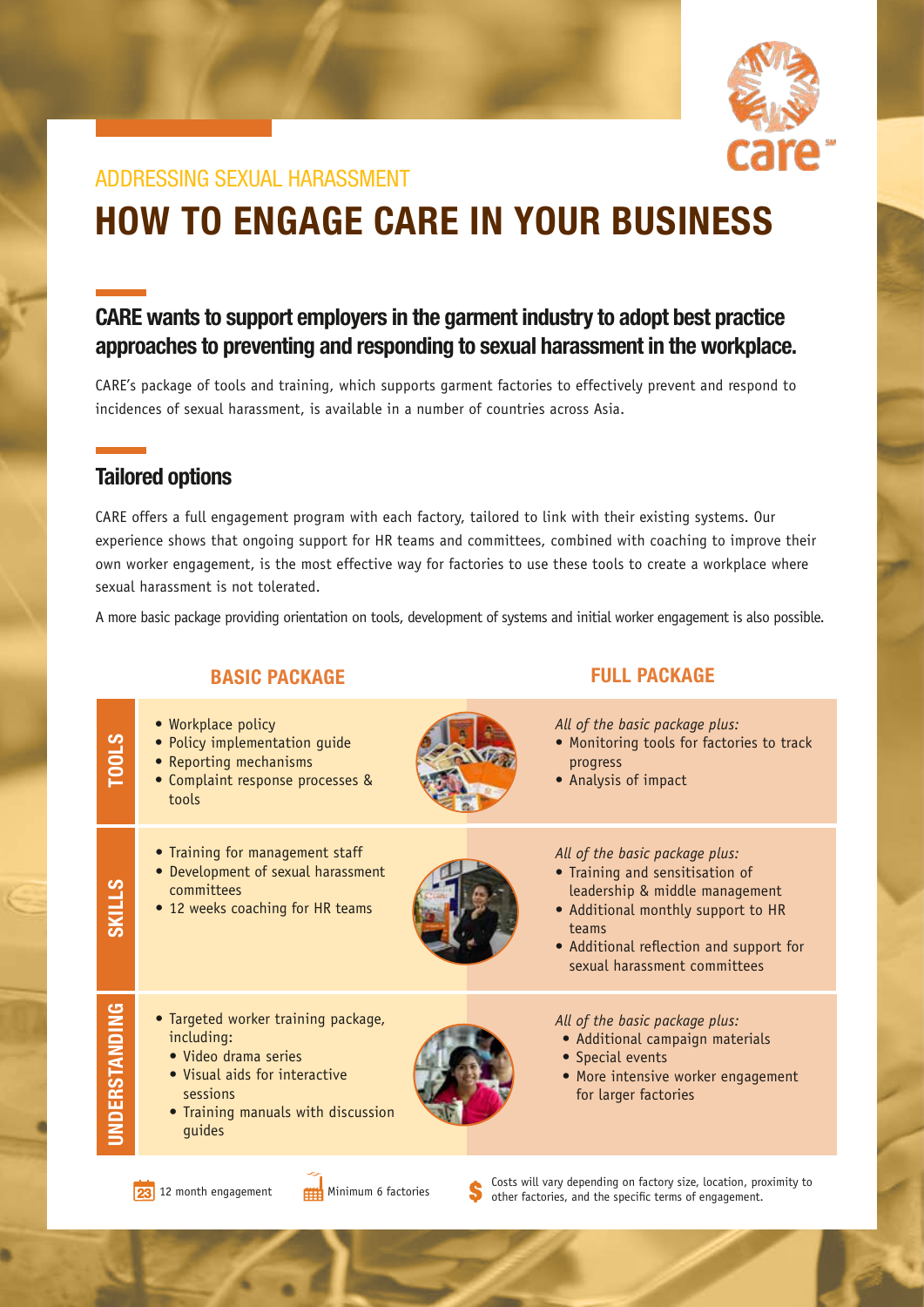ADDRESSING SEXUAL HARASSMENT

# HOW TO ENGAGE CARE IN YOUR BUSINESS

## CARE wants to support employers in the garment industry to adopt best practice approaches to preventing and responding to sexual harassment in the workplace.

CARE's package of tools and training, which supports garment factories to effectively prevent and respond to incidences of sexual harassment, is available in a number of countries across Asia.

## Tailored options

CARE offers a full engagement program with each factory, tailored to link with their existing systems. Our experience shows that ongoing support for HR teams and committees, combined with coaching to improve their own worker engagement, is the most effective way for factories to use these tools to create a workplace where sexual harassment is not tolerated.

A more basic package providing orientation on tools, development of systems and initial worker engagement is also possible.

| | BASIC PACKAGE | FULL PACKAGE |
|---|---|---|
| **TOOLS** | • Workplace policy<br>• Policy implementation guide<br>• Reporting mechanisms<br>• Complaint response processes & tools | *All of the basic package plus:*<br>• Monitoring tools for factories to track progress<br>• Analysis of impact |
| **SKILLS** | • Training for management staff<br>• Development of sexual harassment committees<br>• 12 weeks coaching for HR teams | *All of the basic package plus:*<br>• Training and sensitisation of leadership & middle management<br>• Additional monthly support to HR teams<br>• Additional reflection and support for sexual harassment committees |
| **UNDERSTANDING** | • Targeted worker training package, including:<br>&nbsp;&nbsp;• Video drama series<br>&nbsp;&nbsp;• Visual aids for interactive sessions<br>&nbsp;&nbsp;• Training manuals with discussion guides | *All of the basic package plus:*<br>• Additional campaign materials<br>• Special events<br>• More intensive worker engagement for larger factories |

12 month engagement

Minimum 6 factories

Costs will vary depending on factory size, location, proximity to other factories, and the specific terms of engagement.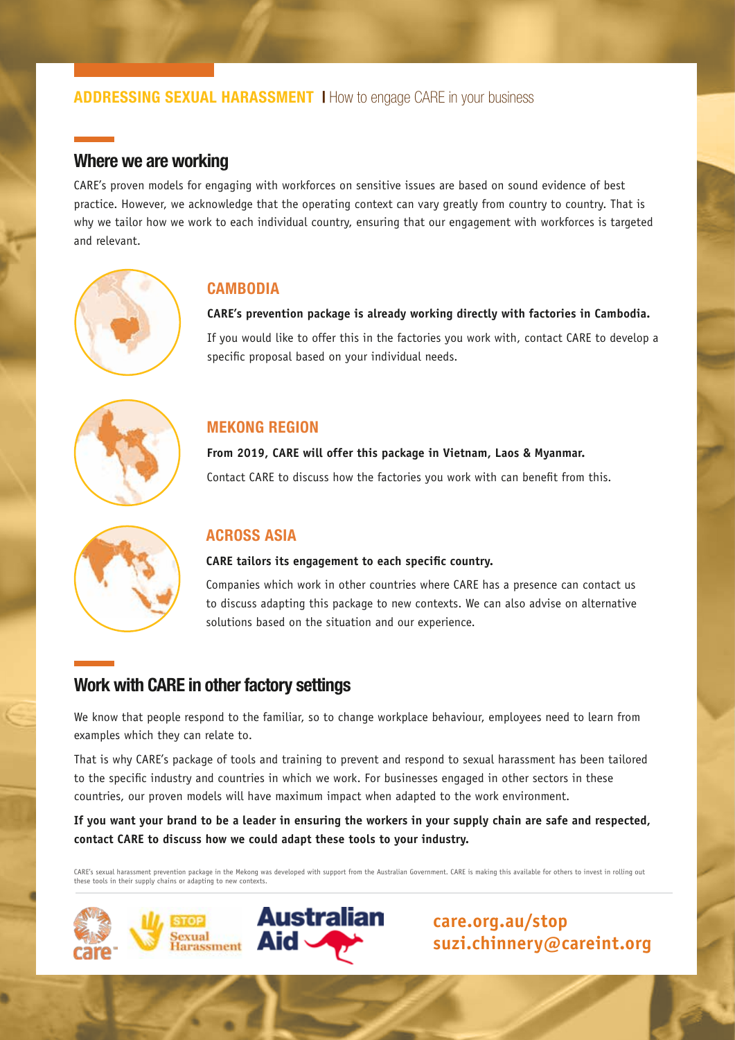**ADDRESSING SEXUAL HARASSMENT** | How to engage CARE in your business

## Where we are working

CARE's proven models for engaging with workforces on sensitive issues are based on sound evidence of best practice. However, we acknowledge that the operating context can vary greatly from country to country. That is why we tailor how we work to each individual country, ensuring that our engagement with workforces is targeted and relevant.

### CAMBODIA

**CARE's prevention package is already working directly with factories in Cambodia.**

If you would like to offer this in the factories you work with, contact CARE to develop a specific proposal based on your individual needs.

### MEKONG REGION

**From 2019, CARE will offer this package in Vietnam, Laos & Myanmar.**

Contact CARE to discuss how the factories you work with can benefit from this.

### ACROSS ASIA

**CARE tailors its engagement to each specific country.**

Companies which work in other countries where CARE has a presence can contact us to discuss adapting this package to new contexts. We can also advise on alternative solutions based on the situation and our experience.

## Work with CARE in other factory settings

We know that people respond to the familiar, so to change workplace behaviour, employees need to learn from examples which they can relate to.

That is why CARE's package of tools and training to prevent and respond to sexual harassment has been tailored to the specific industry and countries in which we work. For businesses engaged in other sectors in these countries, our proven models will have maximum impact when adapted to the work environment.

**If you want your brand to be a leader in ensuring the workers in your supply chain are safe and respected, contact CARE to discuss how we could adapt these tools to your industry.**

CARE's sexual harassment prevention package in the Mekong was developed with support from the Australian Government. CARE is making this available for others to invest in rolling out these tools in their supply chains or adapting to new contexts.

care | STOP Sexual Harassment | Australian Aid

**care.org.au/stop**
**suzi.chinnery@careint.org**